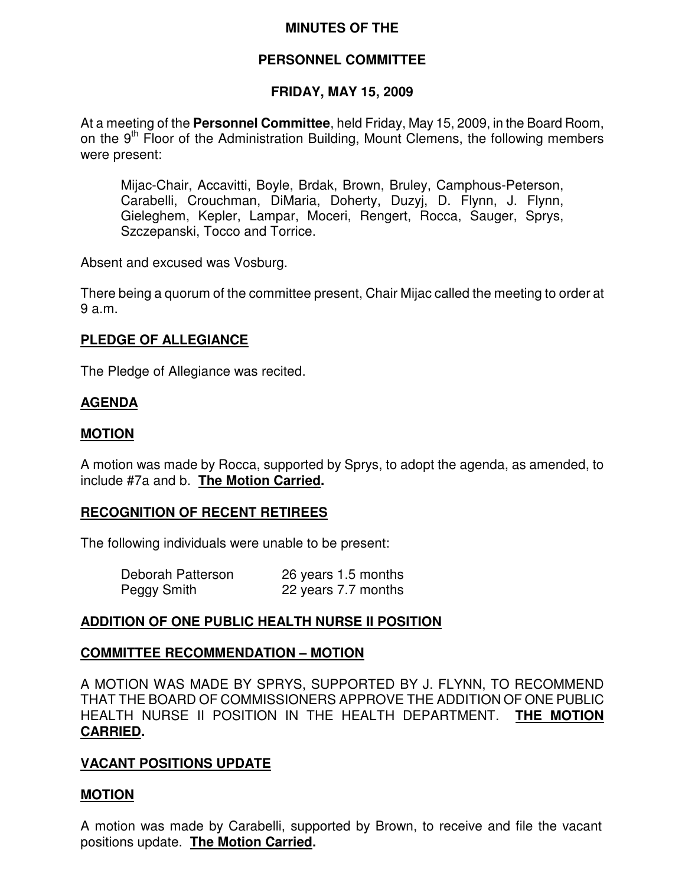# MINUTES OF THE

# PERSONNEL COMMITTEE

## FRIDAY, MAY 15, 2009

At a meeting of the **Personnel Committee**, held Friday, May 15, 2009, in the Board Room, on the 9th Floor of the Administration Building, Mount Clemens, the following members were present:

> Mijac-Chair, Accavitti, Boyle, Brdak, Brown, Bruley, Camphous-Peterson, Carabelli, Crouchman, DiMaria, Doherty, Duzyj, D. Flynn, J. Flynn, Gieleghem, Kepler, Lampar, Moceri, Rengert, Rocca, Sauger, Sprys, Szczepanski, Tocco and Torrice.

Absent and excused was Vosburg.

There being a quorum of the committee present, Chair Mijac called the meeting to order at 9 a.m.

### PLEDGE OF ALLEGIANCE

The Pledge of Allegiance was recited.

### AGENDA

### MOTION

A motion was made by Rocca, supported by Sprys, to adopt the agenda, as amended, to include #7a and b. **The Motion Carried.**

### RECOGNITION OF RECENT RETIREES

The following individuals were unable to be present:

| | |
|---|---|
| Deborah Patterson | 26 years 1.5 months |
| Peggy Smith | 22 years 7.7 months |

### ADDITION OF ONE PUBLIC HEALTH NURSE II POSITION

### COMMITTEE RECOMMENDATION – MOTION

A MOTION WAS MADE BY SPRYS, SUPPORTED BY J. FLYNN, TO RECOMMEND THAT THE BOARD OF COMMISSIONERS APPROVE THE ADDITION OF ONE PUBLIC HEALTH NURSE II POSITION IN THE HEALTH DEPARTMENT. **THE MOTION CARRIED.**

### VACANT POSITIONS UPDATE

### MOTION

A motion was made by Carabelli, supported by Brown, to receive and file the vacant positions update. **The Motion Carried.**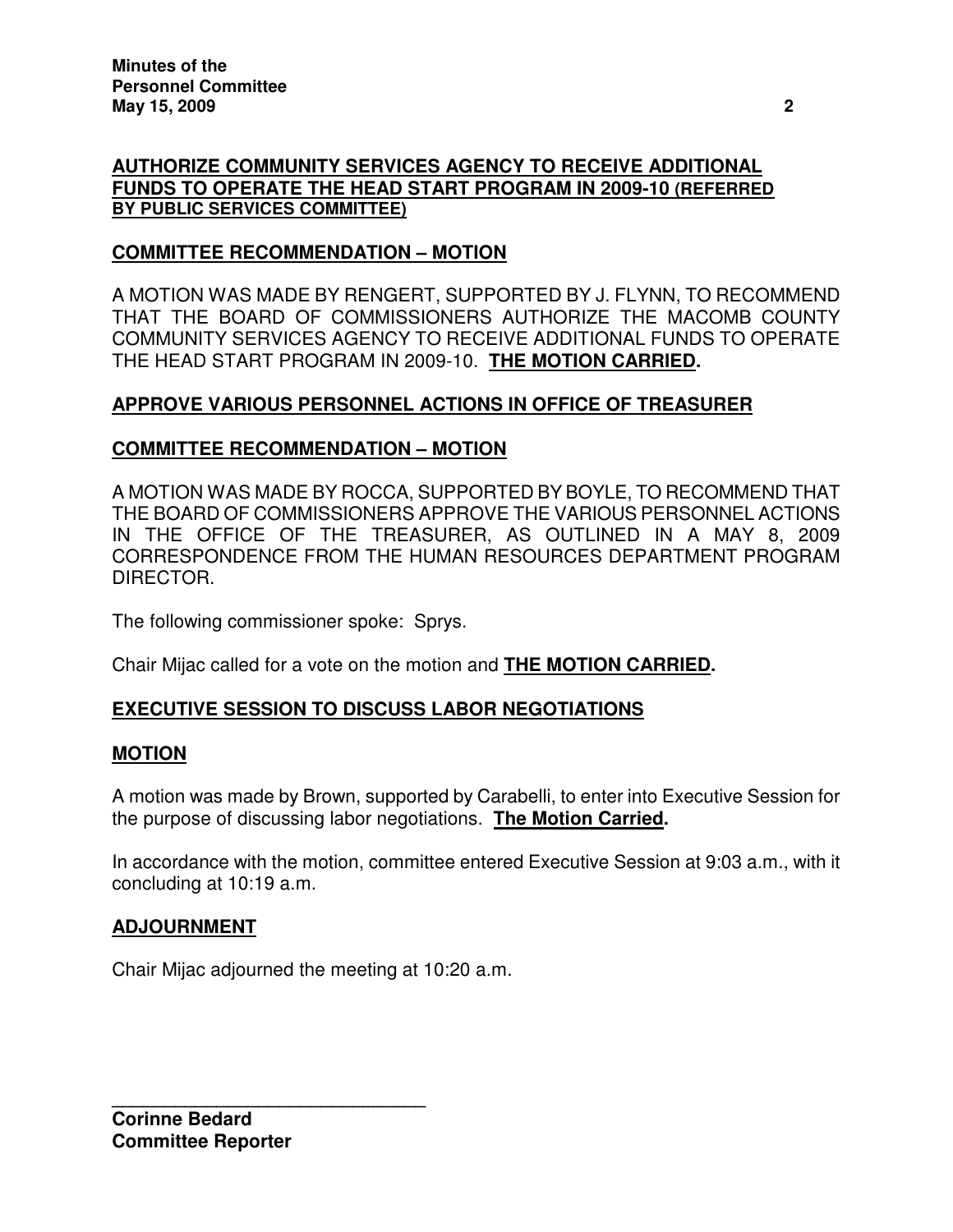## AUTHORIZE COMMUNITY SERVICES AGENCY TO RECEIVE ADDITIONAL FUNDS TO OPERATE THE HEAD START PROGRAM IN 2009-10 (REFERRED BY PUBLIC SERVICES COMMITTEE)

### COMMITTEE RECOMMENDATION – MOTION

A MOTION WAS MADE BY RENGERT, SUPPORTED BY J. FLYNN, TO RECOMMEND THAT THE BOARD OF COMMISSIONERS AUTHORIZE THE MACOMB COUNTY COMMUNITY SERVICES AGENCY TO RECEIVE ADDITIONAL FUNDS TO OPERATE THE HEAD START PROGRAM IN 2009-10. **THE MOTION CARRIED.**

## APPROVE VARIOUS PERSONNEL ACTIONS IN OFFICE OF TREASURER

### COMMITTEE RECOMMENDATION – MOTION

A MOTION WAS MADE BY ROCCA, SUPPORTED BY BOYLE, TO RECOMMEND THAT THE BOARD OF COMMISSIONERS APPROVE THE VARIOUS PERSONNEL ACTIONS IN THE OFFICE OF THE TREASURER, AS OUTLINED IN A MAY 8, 2009 CORRESPONDENCE FROM THE HUMAN RESOURCES DEPARTMENT PROGRAM DIRECTOR.

The following commissioner spoke: Sprys.

Chair Mijac called for a vote on the motion and **THE MOTION CARRIED.**

## EXECUTIVE SESSION TO DISCUSS LABOR NEGOTIATIONS

### MOTION

A motion was made by Brown, supported by Carabelli, to enter into Executive Session for the purpose of discussing labor negotiations. **The Motion Carried.**

In accordance with the motion, committee entered Executive Session at 9:03 a.m., with it concluding at 10:19 a.m.

## ADJOURNMENT

Chair Mijac adjourned the meeting at 10:20 a.m.

_______________________________

**Corinne Bedard**
**Committee Reporter**